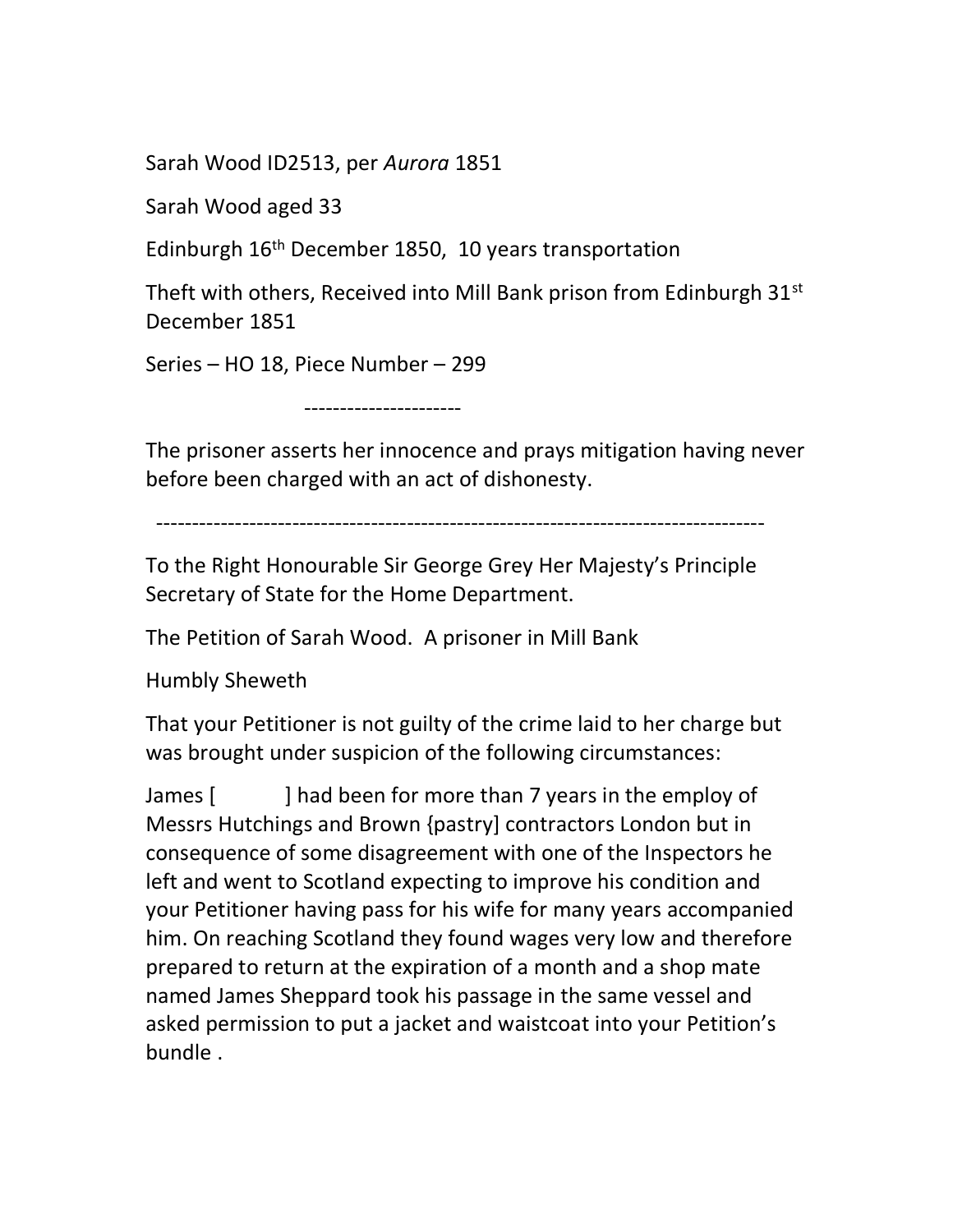Sarah Wood ID2513, per *Aurora* 1851

Sarah Wood aged 33

Edinburgh 16th December 1850, 10 years transportation

Theft with others, Received into Mill Bank prison from Edinburgh 31st December 1851

Series – HO 18, Piece Number – 299

----------------------

The prisoner asserts her innocence and prays mitigation having never before been charged with an act of dishonesty.

--------------------------------------------------------------------------------------

To the Right Honourable Sir George Grey Her Majesty's Principle Secretary of State for the Home Department.

The Petition of Sarah Wood. A prisoner in Mill Bank

Humbly Sheweth

That your Petitioner is not guilty of the crime laid to her charge but was brought under suspicion of the following circumstances:

James [ ] had been for more than 7 years in the employ of Messrs Hutchings and Brown {pastry] contractors London but in consequence of some disagreement with one of the Inspectors he left and went to Scotland expecting to improve his condition and your Petitioner having pass for his wife for many years accompanied him. On reaching Scotland they found wages very low and therefore prepared to return at the expiration of a month and a shop mate named James Sheppard took his passage in the same vessel and asked permission to put a jacket and waistcoat into your Petition's bundle .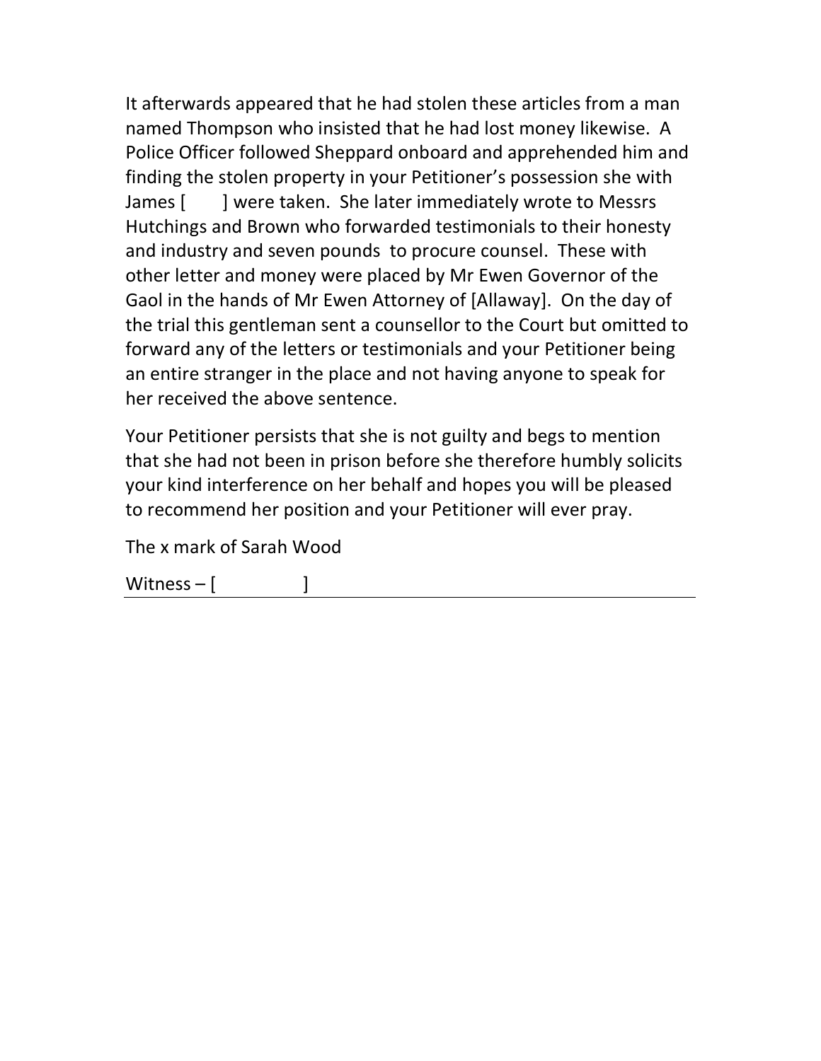It afterwards appeared that he had stolen these articles from a man named Thompson who insisted that he had lost money likewise. A Police Officer followed Sheppard onboard and apprehended him and finding the stolen property in your Petitioner's possession she with James [ ] were taken. She later immediately wrote to Messrs Hutchings and Brown who forwarded testimonials to their honesty and industry and seven pounds to procure counsel. These with other letter and money were placed by Mr Ewen Governor of the Gaol in the hands of Mr Ewen Attorney of [Allaway]. On the day of the trial this gentleman sent a counsellor to the Court but omitted to forward any of the letters or testimonials and your Petitioner being an entire stranger in the place and not having anyone to speak for her received the above sentence.

Your Petitioner persists that she is not guilty and begs to mention that she had not been in prison before she therefore humbly solicits your kind interference on her behalf and hopes you will be pleased to recommend her position and your Petitioner will ever pray.

The x mark of Sarah Wood

Witness – [ ]